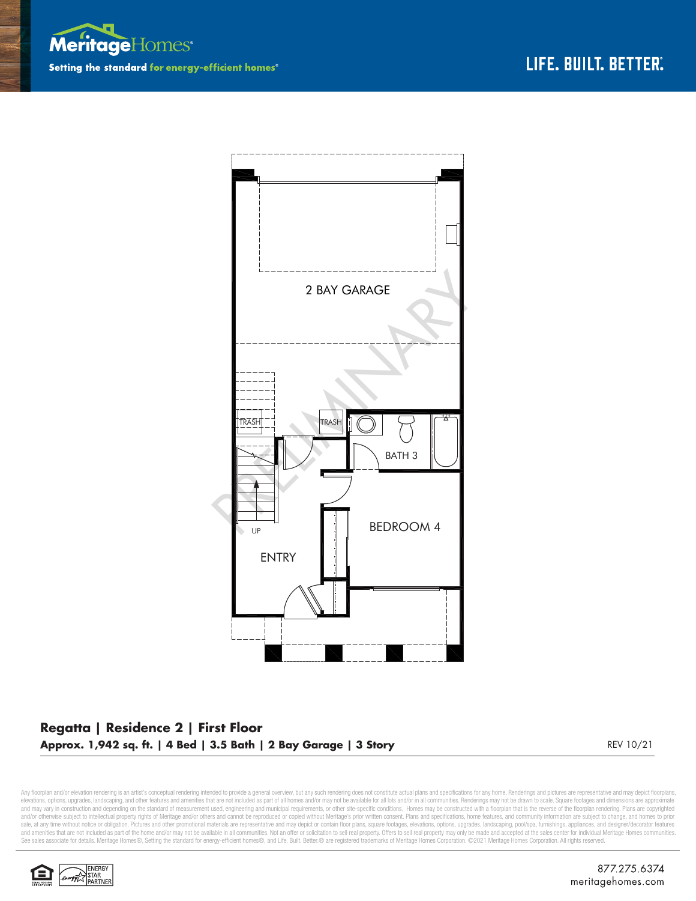MeritageHomes®

Setting the standard for energy-efficient homes®

LIFE. BUILT. BETTER.®

2 BAY GARAGE

TRASH

TRASH

BATH 3

UP

BEDROOM 4

ENTRY

PRELIMINARY

**Regatta | Residence 2 | First Floor**

**Approx. 1,942 sq. ft. | 4 Bed | 3.5 Bath | 2 Bay Garage | 3 Story**

REV 10/21

Any floorplan and/or elevation rendering is an artist's conceptual rendering intended to provide a general overview, but any such rendering does not constitute actual plans and specifications for any home. Renderings and pictures are representative and may depict floorplans, elevations, options, upgrades, landscaping, and other features and amenities that are not included as part of all homes and/or may not be available for all lots and/or in all communities. Renderings may not be drawn to scale. Square footages and dimensions are approximate and may vary in construction and depending on the standard of measurement used, engineering and municipal requirements, or other site-specific conditions. Homes may be constructed with a floorplan that is the reverse of the floorplan rendering. Plans are copyrighted and/or otherwise subject to intellectual property rights of Meritage and/or others and cannot be reproduced or copied without Meritage's prior written consent. Plans and specifications, home features, and community information are subject to change, and homes to prior sale, at any time without notice or obligation. Pictures and other promotional materials are representative and may depict or contain floor plans, square footages, elevations, options, upgrades, landscaping, pool/spa, furnishings, appliances, and designer/decorator features and amenities that are not included as part of the home and/or may not be available in all communities. Not an offer or solicitation to sell real property. Offers to sell real property may only be made and accepted at the sales center for individual Meritage Homes communities. See sales associate for details. Meritage Homes®, Setting the standard for energy-efficient homes®, and Life. Built. Better.® are registered trademarks of Meritage Homes Corporation. ©2021 Meritage Homes Corporation. All rights reserved.

ENERGY STAR PARTNER

877.275.6374
meritagehomes.com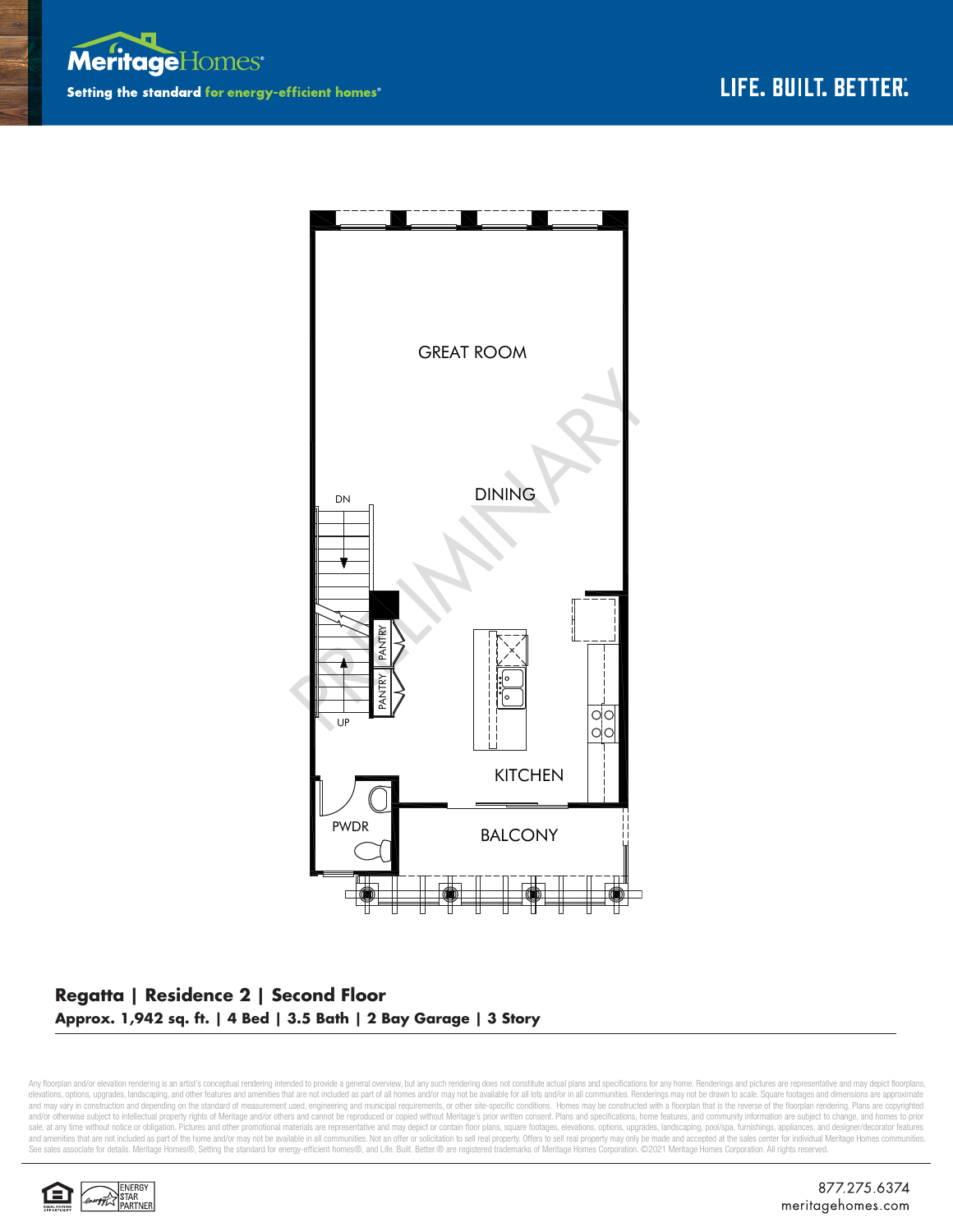Meritage Homes
Setting the standard for energy-efficient homes®

LIFE. BUILT. BETTER.®

GREAT ROOM

DINING

DN

UP

PANTRY

PANTRY

KITCHEN

PWDR

BALCONY

PRELIMINARY

**Regatta | Residence 2 | Second Floor**
**Approx. 1,942 sq. ft. | 4 Bed | 3.5 Bath | 2 Bay Garage | 3 Story**

Any floorplan and/or elevation rendering is an artist's conceptual rendering intended to provide a general overview, but any such rendering does not constitute actual plans and specifications for any home. Renderings and pictures are representative and may depict floorplans, elevations, options, upgrades, landscaping, and other features and amenities that are not included as part of all homes and/or may not be available for all lots and/or in all communities. Renderings may not be drawn to scale. Square footages and dimensions are approximate and may vary in construction and depending on the standard of measurement used, engineering and municipal requirements, or other site-specific conditions. Homes may be constructed with a floorplan that is the reverse of the floorplan rendering. Plans are copyrighted and/or otherwise subject to intellectual property rights of Meritage and/or others and cannot be reproduced or copied without Meritage's prior written consent. Plans and specifications, home features, and community information are subject to change, and homes to prior sale, at any time without notice or obligation. Pictures and other promotional materials are representative and may depict or contain floor plans, square footages, elevations, options, upgrades, landscaping, pool/spa, furnishings, appliances, and designer/decorator features and amenities that are not included as part of the home and/or may not be available in all communities. Not an offer or solicitation to sell real property. Offers to sell real property may only be made and accepted at the sales center for individual Meritage Homes communities. See sales associate for details. Meritage Homes®, Setting the standard for energy-efficient homes®, and Life. Built. Better.® are registered trademarks of Meritage Homes Corporation. ©2021 Meritage Homes Corporation. All rights reserved.

ENERGY STAR PARTNER

877.275.6374
meritagehomes.com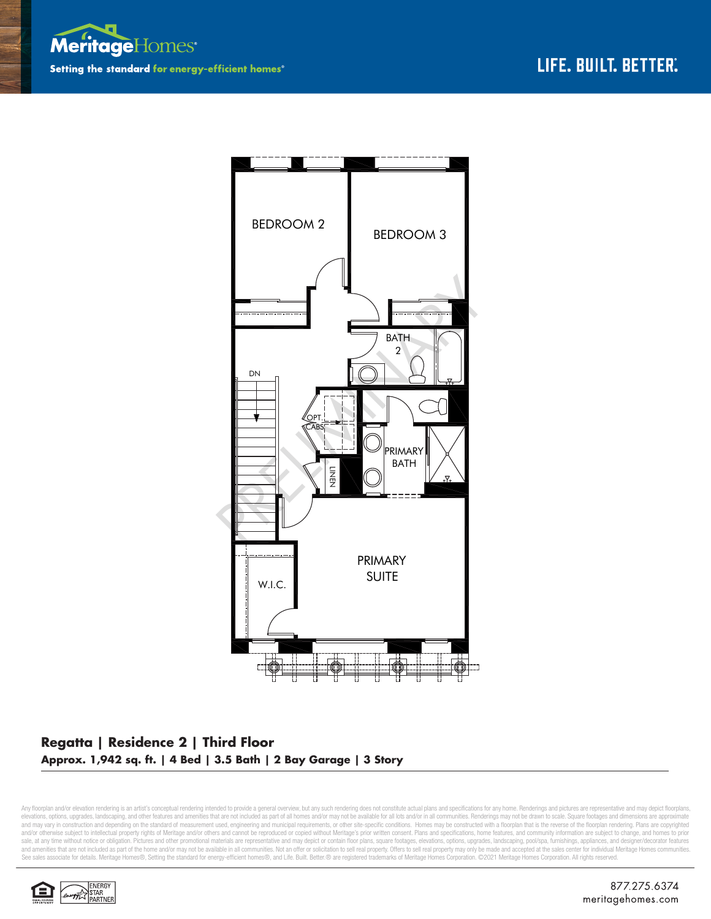MeritageHomes®

Setting the standard for energy-efficient homes®

LIFE. BUILT. BETTER.®

BEDROOM 2

BEDROOM 3

BATH 2

DN

OPT. CABS

PRIMARY BATH

LINEN

PRIMARY SUITE

W.I.C.

PRELIMINARY

## Regatta | Residence 2 | Third Floor

**Approx. 1,942 sq. ft. | 4 Bed | 3.5 Bath | 2 Bay Garage | 3 Story**

Any floorplan and/or elevation rendering is an artist's conceptual rendering intended to provide a general overview, but any such rendering does not constitute actual plans and specifications for any home. Renderings and pictures are representative and may depict floorplans, elevations, options, upgrades, landscaping, and other features and amenities that are not included as part of all homes and/or may not be available for all lots and/or in all communities. Renderings may not be drawn to scale. Square footages and dimensions are approximate and may vary in construction and depending on the standard of measurement used, engineering and municipal requirements, or other site-specific conditions. Homes may be constructed with a floorplan that is the reverse of the floorplan rendering. Plans are copyrighted and/or otherwise subject to intellectual property rights of Meritage and/or others and cannot be reproduced or copied without Meritage's prior written consent. Plans and specifications, home features, and community information are subject to change, and homes to prior sale, at any time without notice or obligation. Pictures and other promotional materials are representative and may depict or contain floor plans, square footages, elevations, options, upgrades, landscaping, pool/spa, furnishings, appliances, and designer/decorator features and amenities that are not included as part of the home and/or may not be available in all communities. Not an offer or solicitation to sell real property. Offers to sell real property may only be made and accepted at the sales center for individual Meritage Homes communities. See sales associate for details. Meritage Homes®, Setting the standard for energy-efficient homes®, and Life. Built. Better.® are registered trademarks of Meritage Homes Corporation. ©2021 Meritage Homes Corporation. All rights reserved.

ENERGY STAR PARTNER

877.275.6374

meritagehomes.com